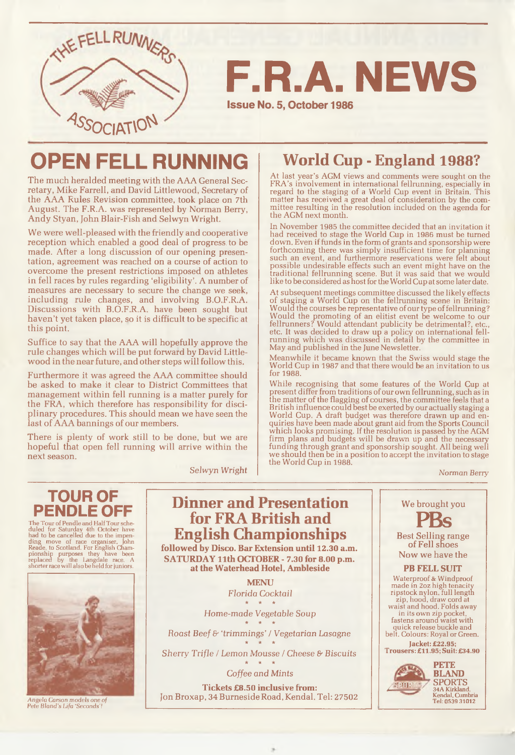# F.R.A. NEWS

**Issue No. 5, October 1986**

## OPEN FELL RUNNING

The much heralded meeting with the AAA General Secretary, Mike Farrell, and David Littlewood, Secretary of the AAA Rules Revision committee, took place on 7th August. The F.R.A. was represented by Norman Berry, Andy Styan, John Blair-Fish and Selwyn Wright.

We were well-pleased with the friendly and cooperative reception which enabled a good deal of progress to be made. After a long discussion of our opening presentation, agreement was reached on a course of action to overcome the present restrictions imposed on athletes in fell races by rules regarding 'eligibility'. A number of measures are necessary to secure the change we seek, including rule changes, and involving B.O.F.R.A. Discussions with B.O.F.R.A. have been sought but haven't yet taken place, so it is difficult to be specific at this point.

Suffice to say that the AAA will hopefully approve the rule changes which will be put forward by David Littlewood in the near future, and other steps will follow this.

Furthermore it was agreed the AAA committee should be asked to make it clear to District Committees that management within fell running is a matter purely for the FRA, which therefore has responsibility for disciplinary procedures. This should mean we have seen the last of AAA bannings of our members.

There is plenty of work still to be done, but we are hopeful that open fell running will arrive within the next season.

*Selwyn Wright*

## World Cup - England 1988?

At last year's AGM views and comments were sought on the FRA's involvement in international fellrunning, especially in regard to the staging of a World Cup event in Britain. This matter has received a great deal of consideration by the committee resulting in the resolution included on the agenda for the AGM next month.

In November 1985 the committee decided that an invitation it had received to stage the World Cup in 1986 must be turned down. Even if funds in the form of grants and sponsorship were forthcoming there was simply insufficient time for planning such an event, and furthermore reservations were felt about possible undesirable effects such an event might have on the traditional fellrunning scene. But it was said that we would like to be considered as host for the World Cup at some later date.

At subsequent meetings committee discussed the likely effects of staging a World Cup on the fellrunning scene in Britain: Would the courses be representative of our type of fellrunning? Would the promoting of an elitist event be welcome to our fellrunners? Would attendant publicity be detrimental?, etc., etc. It was decided to draw up a policy on international fellrunning which was discussed in detail by the committee in May and published in the June Newsletter.

Meanwhile it became known that the Swiss would stage the World Cup in 1987 and that there would be an invitation to us for 1988.

While recognising that some features of the World Cup at present differ from traditions of our own fellrunning, such as in the matter of the flagging of courses, the committee feels that a British influence could best be exerted by our actually staging a World Cup. A draft budget was therefore drawn up and enquiries have been made about grant aid from the Sports Council which looks promising. If the resolution is passed by the AGM firm plans and budgets will be drawn up and the necessary funding through grant and sponsorship sought. All being well we should then be in a position to accept the invitation to stage the World Cup in 1988.

*Norman Berry*

## TOUR OF PENDLE OFF

The Tour of Pendle and Half Tour scheduled for Saturday 4th October have had to be cancelled due to the impending move of race organiser, John Reade, to Scotland. For English Championship purposes they have been replaced by the Langdale race. A shorter race will also be held for juniors.

*Angela Carson models one of Pete Bland's Lifa 'Seconds'!*

## Dinner and Presentation for FRA British and English Championships

**followed by Disco. Bar Extension until 12.30 a.m.**
**SATURDAY 11th OCTOBER - 7.30 for 8.00 p.m.**
**at the Waterhead Hotel, Ambleside**

**MENU**

*Florida Cocktail*

\* \* \*

*Home-made Vegetable Soup*

\* \* \*

*Roast Beef & 'trimmings' / Vegetarian Lasagne*

\* \* \*

*Sherry Trifle / Lemon Mousse / Cheese & Biscuits*

\* \* \*

*Coffee and Mints*

**Tickets £8.50 inclusive from:**
Jon Broxap, 34 Burneside Road, Kendal. Tel: 27502

We brought you

**PBs**

Best Selling range of Fell shoes
Now we have the

**PB FELL SUIT**

Waterproof & Windproof made in 2oz high tenacity ripstock nylon, full length zip, hood, draw cord at waist and hood. Folds away in its own zip pocket, fastens around waist with quick release buckle and belt. Colours: Royal or Green.

**Jacket: £22.95; Trousers: £11.95; Suit: £34.90**

**PETE BLAND SPORTS**
34A Kirkland, Kendal, Cumbria
Tel: 0539 31012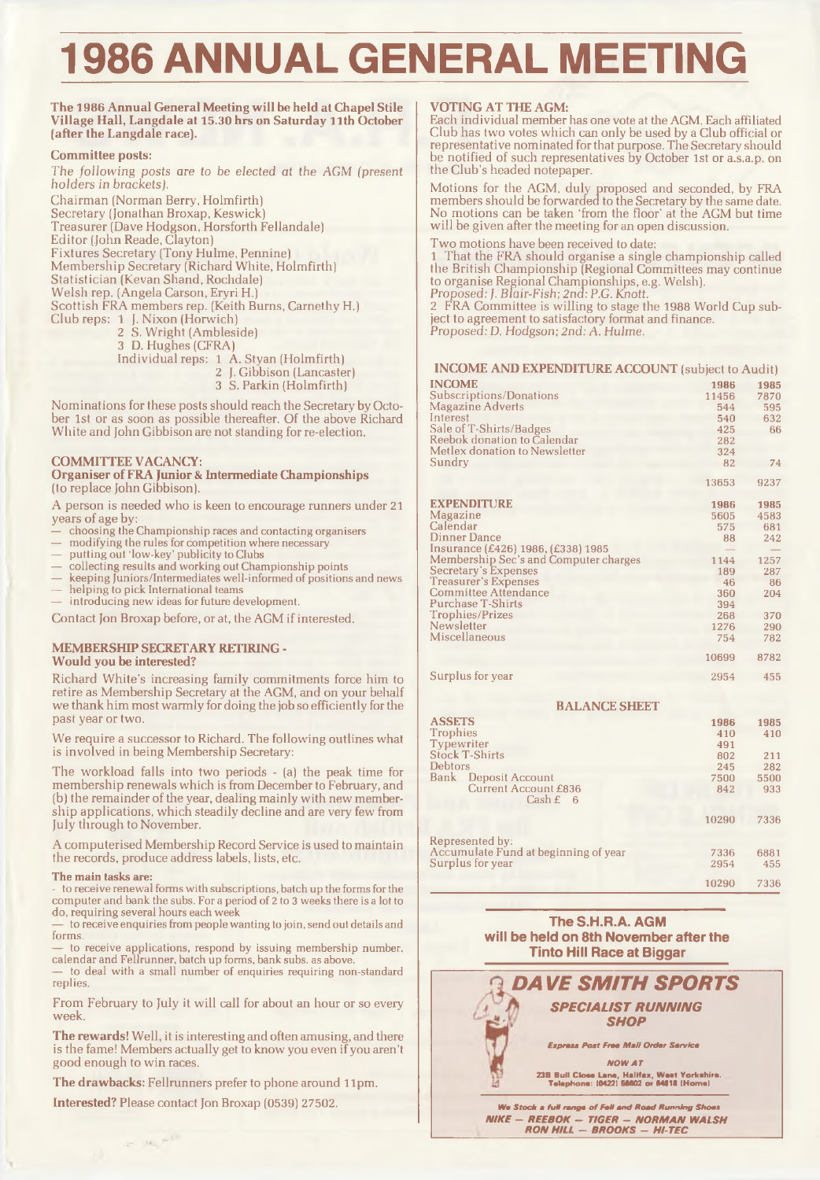# 1986 ANNUAL GENERAL MEETING

**The 1986 Annual General Meeting will be held at Chapel Stile Village Hall, Langdale at 15.30 hrs on Saturday 11th October (after the Langdale race).**

### Committee posts:

*The following posts are to be elected at the AGM (present holders in brackets).*

Chairman (Norman Berry, Holmfirth)
Secretary (Jonathan Broxap, Keswick)
Treasurer (Dave Hodgson, Horsforth Fellandale)
Editor (John Reade, Clayton)
Fixtures Secretary (Tony Hulme, Pennine)
Membership Secretary (Richard White, Holmfirth)
Statistician (Kevan Shand, Rochdale)
Welsh rep. (Angela Carson, Eryri H.)
Scottish FRA members rep. (Keith Burns, Carnethy H.)
Club reps: 1 J. Nixon (Horwich)
2 S. Wright (Ambleside)
3 D. Hughes (CFRA)
Individual reps: 1 A. Styan (Holmfirth)
2 J. Gibbison (Lancaster)
3 S. Parkin (Holmfirth)

Nominations for these posts should reach the Secretary by October 1st or as soon as possible thereafter. Of the above Richard White and John Gibbison are not standing for re-election.

### COMMITTEE VACANCY:

**Organiser of FRA Junior & Intermediate Championships** (to replace John Gibbison).

A person is needed who is keen to encourage runners under 21 years of age by:

- choosing the Championship races and contacting organisers
- modifying the rules for competition where necessary
- putting out 'low-key' publicity to Clubs
- collecting results and working out Championship points
- keeping Juniors/Intermediates well-informed of positions and news
- helping to pick International teams
- introducing new ideas for future development.

Contact Jon Broxap before, or at, the AGM if interested.

### MEMBERSHIP SECRETARY RETIRING - Would you be interested?

Richard White's increasing family commitments force him to retire as Membership Secretary at the AGM, and on your behalf we thank him most warmly for doing the job so efficiently for the past year or two.

We require a successor to Richard. The following outlines what is involved in being Membership Secretary:

The workload falls into two periods - (a) the peak time for membership renewals which is from December to February, and (b) the remainder of the year, dealing mainly with new membership applications, which steadily decline and are very few from July through to November.

A computerised Membership Record Service is used to maintain the records, produce address labels, lists, etc.

**The main tasks are:**

- to receive renewal forms with subscriptions, batch up the forms for the computer and bank the subs. For a period of 2 to 3 weeks there is a lot to do, requiring several hours each week
- to receive enquiries from people wanting to join, send out details and forms.
- to receive applications, respond by issuing membership number, calendar and Fellrunner, batch up forms, bank subs. as above.
- to deal with a small number of enquiries requiring non-standard replies.

From February to July it will call for about an hour or so every week.

**The rewards!** Well, it is interesting and often amusing, and there is the fame! Members actually get to know you even if you aren't good enough to win races.

**The drawbacks:** Fellrunners prefer to phone around 11pm.

**Interested?** Please contact Jon Broxap (0539) 27502.

### VOTING AT THE AGM:

Each individual member has one vote at the AGM. Each affiliated Club has two votes which can only be used by a Club official or representative nominated for that purpose. The Secretary should be notified of such representatives by October 1st or a.s.a.p. on the Club's headed notepaper.

Motions for the AGM, duly proposed and seconded, by FRA members should be forwarded to the Secretary by the same date. No motions can be taken 'from the floor' at the AGM but time will be given after the meeting for an open discussion.

Two motions have been received to date:

1 That the FRA should organise a single championship called the British Championship (Regional Committees may continue to organise Regional Championships, e.g. Welsh).
*Proposed: J. Blair-Fish; 2nd: P.G. Knott.*

2 FRA Committee is willing to stage the 1988 World Cup subject to agreement to satisfactory format and finance.
*Proposed: D. Hodgson; 2nd: A. Hulme.*

### INCOME AND EXPENDITURE ACCOUNT (subject to Audit)

| INCOME | 1986 | 1985 |
|---|---|---|
| Subscriptions/Donations | 11456 | 7870 |
| Magazine Adverts | 544 | 595 |
| Interest | 540 | 632 |
| Sale of T-Shirts/Badges | 425 | 66 |
| Reebok donation to Calendar | 282 | |
| Metlex donation to Newsletter | 324 | |
| Sundry | 82 | 74 |
| | 13653 | 9237 |

| EXPENDITURE | 1986 | 1985 |
|---|---|---|
| Magazine | 5605 | 4583 |
| Calendar | 575 | 681 |
| Dinner Dance | 88 | 242 |
| Insurance (£426) 1986, (£338) 1985 | — | — |
| Membership Sec's and Computer charges | 1144 | 1257 |
| Secretary's Expenses | 189 | 287 |
| Treasurer's Expenses | 46 | 86 |
| Committee Attendance | 360 | 204 |
| Purchase T-Shirts | 394 | |
| Trophies/Prizes | 268 | 370 |
| Newsletter | 1276 | 290 |
| Miscellaneous | 754 | 782 |
| | 10699 | 8782 |
| Surplus for year | 2954 | 455 |

### BALANCE SHEET

| ASSETS | 1986 | 1985 |
|---|---|---|
| Trophies | 410 | 410 |
| Typewriter | 491 | |
| Stock T-Shirts | 802 | 211 |
| Debtors | 245 | 282 |
| Bank Deposit Account | 7500 | 5500 |
| Current Account £836 / Cash £ 6 | 842 | 933 |
| | 10290 | 7336 |
| Represented by: | | |
| Accumulate Fund at beginning of year | 7336 | 6881 |
| Surplus for year | 2954 | 455 |
| | 10290 | 7336 |

**The S.H.R.A. AGM will be held on 8th November after the Tinto Hill Race at Biggar**

**DAVE SMITH SPORTS**

**SPECIALIST RUNNING SHOP**

*Express Post Free Mail Order Service*

*NOW AT*

**23B Bull Close Lane, Halifax, West Yorkshire. Telephone: (0422) 56602 or 84818 (Home)**

*We Stock a full range of Fell and Road Running Shoes*

***NIKE — REEBOK — TIGER — NORMAN WALSH RON HILL — BROOKS — HI-TEC***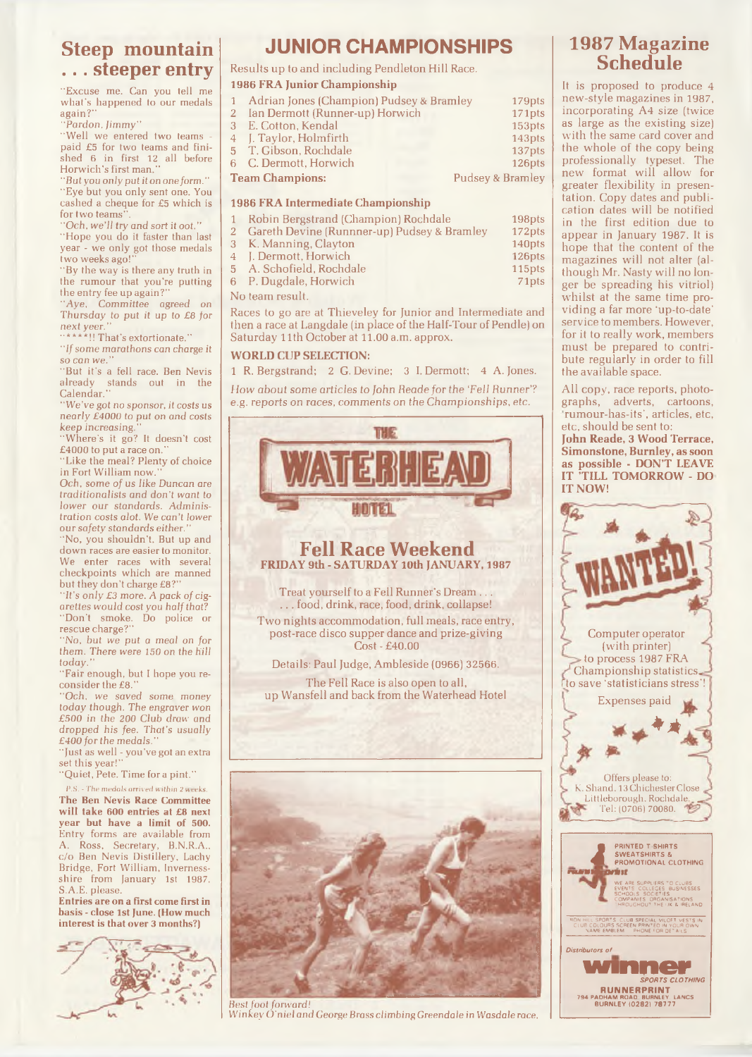## Steep mountain . . . steeper entry

"Excuse me. Can you tell me what's happened to our medals again?"

*"Pardon, Jimmy"*

"Well we entered two teams - paid £5 for two teams and finished 6 in first 12 all before Horwich's first man."

*"But you only put it on one form."*

"Eye but you only sent one. You cashed a cheque for £5 which is for two teams".

*"Och, we'll try and sort it oot."*

"Hope you do it faster than last year - we only got those medals two weeks ago!"

"By the way is there any truth in the rumour that you're putting the entry fee up again?"

*"Aye, Committee agreed on Thursday to put it up to £8 for next yeer."*

"*****!! That's extortionate."

*"If some marathons can charge it so can we."*

"But it's a fell race. Ben Nevis already stands out in the Calendar."

*"We've got no sponsor, it costs us nearly £4000 to put on and costs keep increasing."*

"Where's it go? It doesn't cost £4000 to put a race on."

"Like the meal? Plenty of choice in Fort William now."

*Och, some of us like Duncan are traditionalists and don't want to lower our standards. Administration costs alot. We can't lower our safety standards either."*

"No, you shouldn't. But up and down races are easier to monitor. We enter races with several checkpoints which are manned but they don't charge £8?"

*"It's only £3 more. A pack of cigarettes would cost you half that?"*

"Don't smoke. Do police or rescue charge?"

*"No, but we put a meal on for them. There were 150 on the hill today."*

"Fair enough, but I hope you reconsider the £8."

*"Och, we saved some money today though. The engraver won £500 in the 200 Club draw and dropped his fee. That's usually £400 for the medals."*

"Just as well - you've got an extra set this year!"

"Quiet, Pete. Time for a pint."

*P.S. - The medals arrived within 2 weeks.*

**The Ben Nevis Race Committee will take 600 entries at £8 next year but have a limit of 500.** Entry forms are available from A. Ross, Secretary, B.N.R.A., c/o Ben Nevis Distillery, Lachy Bridge, Fort William, Inverness-shire from January 1st 1987. S.A.E. please.

**Entries are on a first come first in basis - close 1st June. (How much interest is that over 3 months?)**

## JUNIOR CHAMPIONSHIPS

Results up to and including Pendleton Hill Race.

### 1986 FRA Junior Championship

| | | |
|---|---|---|
| 1 | Adrian Jones (Champion) Pudsey & Bramley | 179pts |
| 2 | Ian Dermott (Runner-up) Horwich | 171pts |
| 3 | E. Cotton, Kendal | 153pts |
| 4 | J. Taylor, Holmfirth | 143pts |
| 5 | T. Gibson, Rochdale | 137pts |
| 6 | C. Dermott, Horwich | 126pts |

**Team Champions:** Pudsey & Bramley

### 1986 FRA Intermediate Championship

| | | |
|---|---|---|
| 1 | Robin Bergstrand (Champion) Rochdale | 198pts |
| 2 | Gareth Devine (Runnner-up) Pudsey & Bramley | 172pts |
| 3 | K. Manning, Clayton | 140pts |
| 4 | J. Dermott, Horwich | 126pts |
| 5 | A. Schofield, Rochdale | 115pts |
| 6 | P. Dugdale, Horwich | 71pts |

No team result.

Races to go are at Thieveley for Junior and Intermediate and then a race at Langdale (in place of the Half-Tour of Pendle) on Saturday 11th October at 11.00 a.m. approx.

### WORLD CUP SELECTION:

1 R. Bergstrand; 2 G. Devine; 3 I. Dermott; 4 A. Jones.

*How about some articles to John Reade for the 'Fell Runner'? e.g. reports on races, comments on the Championships, etc.*

THE WATERHEAD HOTEL

## Fell Race Weekend

**FRIDAY 9th - SATURDAY 10th JANUARY, 1987**

Treat yourself to a Fell Runner's Dream . . .
. . . food, drink, race, food, drink, collapse!

Two nights accommodation, full meals, race entry, post-race disco supper dance and prize-giving
Cost - £40.00

Details: Paul Judge, Ambleside (0966) 32566.

The Fell Race is also open to all, up Wansfell and back from the Waterhead Hotel

*Best foot forward!*
*Winkey O'niel and George Brass climbing Greendale in Wasdale race.*

## 1987 Magazine Schedule

It is proposed to produce 4 new-style magazines in 1987, incorporating A4 size (twice as large as the existing size) with the same card cover and the whole of the copy being professionally typeset. The new format will allow for greater flexibility in presentation. Copy dates and publication dates will be notified in the first edition due to appear in January 1987. It is hope that the content of the magazines will not alter (although Mr. Nasty will no longer be spreading his vitriol) whilst at the same time providing a far more 'up-to-date' service to members. However, for it to really work, members must be prepared to contribute regularly in order to fill the available space.

All copy, race reports, photographs, adverts, cartoons, 'rumour-has-its', articles, etc, should be sent to:

**John Reade, 3 Wood Terrace, Simonstone, Burnley, as soon as possible - DON'T LEAVE IT 'TILL TOMORROW - DO IT NOW!**

**WANTED!**

Computer operator (with printer) to process 1987 FRA Championship statistics to save 'statisticians stress'!

Expenses paid

Offers please to:
K. Shand, 13 Chichester Close
Littleborough, Rochdale.
Tel: (0706) 70080.

PRINTED T SHIRTS SWEATSHIRTS & PROMOTIONAL CLOTHING

WE ARE SUPPLIERS TO CLUBS, EVENTS, COLLEGES, BUSINESSES, SCHOOLS, SOCIETIES, COMPANIES, ORGANISATIONS THROUGHOUT THE UK & IRELAND

RON HILL SPORTS CLUB SPECIAL VILOFT VESTS IN CLUB COLOURS SCREEN PRINTED IN YOUR OWN NAME/EMBLEM - PHONE FOR DETAILS

Distributors of **winner** SPORTS CLOTHING

**RUNNERPRINT**
794 PADHAM ROAD, BURNLEY, LANCS
BURNLEY (0282) 78777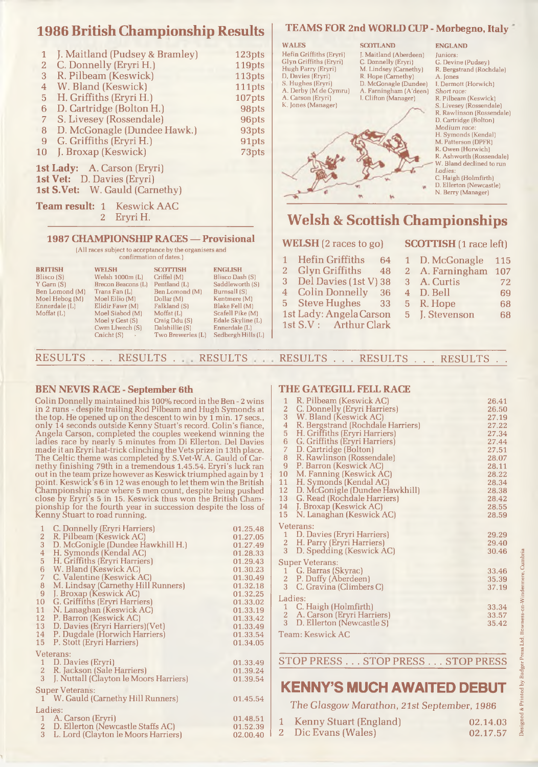## 1986 British Championship Results

| | | |
|---|---|---|
| 1 | J. Maitland (Pudsey & Bramley) | 123pts |
| 2 | C. Donnelly (Eryri H.) | 119pts |
| 3 | R. Pilbeam (Keswick) | 113pts |
| 4 | W. Bland (Keswick) | 111pts |
| 5 | H. Griffiths (Eryri H.) | 107pts |
| 6 | D. Cartridge (Bolton H.) | 98pts |
| 7 | S. Livesey (Rossendale) | 96pts |
| 8 | D. McGonagle (Dundee Hawk.) | 93pts |
| 9 | G. Griffiths (Eryri H.) | 91pts |
| 10 | J. Broxap (Keswick) | 73pts |

**1st Lady:** A. Carson (Eryri)
**1st Vet:** D. Davies (Eryri)
**1st S.Vet:** W. Gauld (Carnethy)

**Team result:** 1 Keswick AAC
2 Eryri H.

### 1987 CHAMPIONSHIP RACES — Provisional

(All races subject to acceptance by the organisers and confirmation of dates.)

| BRITISH | WELSH | SCOTTISH | ENGLISH |
|---|---|---|---|
| Blisco (S) | Welsh 1000m (L) | Criffel (M) | Blisco Dash (S) |
| Y Garn (S) | Brecon Beacons (L) | Pentland (L) | Saddleworth (S) |
| Ben Lomond (M) | Trans Fan (L) | Ben Lomond (M) | Burnsall (S) |
| Moel Hebog (M) | Moel Eilio (M) | Dollar (M) | Kentmere (M) |
| Ennerdale (L) | Elidir Fawr (M) | Falkland (S) | Blake Fell (M) |
| Moffat (L) | Moel Siabod (M) | Moffat (L) | Scafell Pike (M) |
| | Moel y Gest (S) | Craig Ddu (S) | Edale Skyline (L) |
| | Cwm Llwech (S) | Dalshillie (S) | Ennerdale (L) |
| | Cnicht (S) | Two Breweries (L) | Sedbergh Hills (L) |

## TEAMS FOR 2nd WORLD CUP - Morbegno, Italy

**WALES**
Hefin Griffiths (Eryri)
Glyn Griffiths (Eryri)
Hugh Parry (Eryri)
D. Davies (Eryri)
S. Hughes (Eryri)
A. Derby (M de Cymru)
A. Carson (Eryri)
K. Jones (Manager)

**SCOTLAND**
J. Maitland (Aberdeen)
C. Donnelly (Eryri)
M. Lindsey (Carnethy)
R. Hope (Carnethy)
D. McGonagle (Dundee)
A. Farningham (A'deen)
I. Clifton (Manager)

**ENGLAND**
*Juniors:*
G. Devine (Pudsey)
R. Bergstrand (Rochdale)
A. Jones
I. Dermott (Horwich)
*Short race:*
R. Pilbeam (Keswick)
S. Livesey (Rossendale)
R. Rawlinson (Rossendale)
D. Cartridge (Bolton)
*Medium race:*
H. Symonds (Kendal)
M. Patterson (DPFR)
R. Owen (Horwich)
R. Ashworth (Rossendale)
W. Bland declined to run
*Ladies:*
C. Haigh (Holmfirth)
D. Ellerton (Newcastle)
N. Berry (Manager)

## Welsh & Scottish Championships

**WELSH** (2 races to go)

| | | |
|---|---|---|
| 1 | Hefin Griffiths | 64 |
| 2 | Glyn Griffiths | 48 |
| 3 | Del Davies (1st V) | 38 |
| 4 | Colin Donnelly | 36 |
| 5 | Steve Hughes | 33 |

1st Lady: Angela Carson
1st S.V: Arthur Clark

**SCOTTISH** (1 race left)

| | | |
|---|---|---|
| 1 | D. McGonagle | 115 |
| 2 | A. Farningham | 107 |
| 3 | A. Curtis | 72 |
| 4 | D. Bell | 69 |
| 5 | R. Hope | 68 |
| 5 | J. Stevenson | 68 |

RESULTS . . . RESULTS . . . RESULTS . . . RESULTS . . . RESULTS . . . RESULTS . .

### BEN NEVIS RACE - September 6th

Colin Donnelly maintained his 100% record in the Ben - 2 wins in 2 runs - despite trailing Rod Pilbeam and Hugh Symonds at the top. He opened up on the descent to win by 1 min. 17 secs., only 14 seconds outside Kenny Stuart's record. Colin's fiance, Angela Carson, completed the couples weekend winning the ladies race by nearly 5 minutes from Di Ellerton. Del Davies made it an Eryri hat-trick clinching the Vets prize in 13th place. The Celtic theme was completed by S.Vet-W.A. Gauld of Carnethy finishing 79th in a tremendous 1.45.54. Eryri's luck ran out in the team prize however as Keswick triumphed again by 1 point. Keswick's 6 in 12 was enough to let them win the British Championship race where 5 men count, despite being pushed close by Eryri's 5 in 15. Keswick thus won the British Championship for the fourth year in succession despite the loss of Kenny Stuart to road running.

| | | |
|---|---|---|
| 1 | C. Donnelly (Eryri Harriers) | 01.25.48 |
| 2 | R. Pilbeam (Keswick AC) | 01.27.05 |
| 3 | D. McGonigle (Dundee Hawkhill H.) | 01.27.49 |
| 4 | H. Symonds (Kendal AC) | 01.28.33 |
| 5 | H. Griffiths (Eryri Harriers) | 01.29.43 |
| 6 | W. Bland (Keswick AC) | 01.30.23 |
| 7 | C. Valentine (Keswick AC) | 01.30.49 |
| 8 | M. Lindsay (Carnethy Hill Runners) | 01.32.18 |
| 9 | J. Broxap (Keswick AC) | 01.32.25 |
| 10 | G. Griffiths (Eryri Harriers) | 01.33.02 |
| 11 | N. Lanaghan (Keswick AC) | 01.33.19 |
| 12 | P. Barron (Keswick AC) | 01.33.42 |
| 13 | D. Davies (Eryri Harriers)(Vet) | 01.33.49 |
| 14 | P. Dugdale (Horwich Harriers) | 01.33.54 |
| 15 | P. Stott (Eryri Harriers) | 01.34.05 |
| Veterans: | | |
| 1 | D. Davies (Eryri) | 01.33.49 |
| 2 | R. Jackson (Sale Harriers) | 01.39.24 |
| 3 | J. Nuttall (Clayton le Moors Harriers) | 01.39.54 |
| Super Veterans: | | |
| 1 | W. Gauld (Carnethy Hill Runners) | 01.45.54 |
| Ladies: | | |
| 1 | A. Carson (Eryri) | 01.48.51 |
| 2 | D. Ellerton (Newcastle Staffs AC) | 01.52.39 |
| 3 | L. Lord (Clayton le Moors Harriers) | 02.00.40 |

### THE GATEGILL FELL RACE

| | | |
|---|---|---|
| 1 | R. Pilbeam (Keswick AC) | 26.41 |
| 2 | C. Donnelly (Eryri Harriers) | 26.50 |
| 3 | W. Bland (Keswick AC) | 27.19 |
| 4 | R. Bergstrand (Rochdale Harriers) | 27.22 |
| 5 | H. Griffiths (Eryri Harriers) | 27.34 |
| 6 | G. Griffiths (Eryri Harriers) | 27.44 |
| 7 | D. Cartridge (Bolton) | 27.51 |
| 8 | R. Rawlinson (Rossendale) | 28.07 |
| 9 | P. Barron (Keswick AC) | 28.11 |
| 10 | M. Fanning (Keswick AC) | 28.22 |
| 11 | H. Symonds (Kendal AC) | 28.34 |
| 12 | D. McGonigle (Dundee Hawkhill) | 28.38 |
| 13 | G. Read (Rochdale Harriers) | 28.42 |
| 14 | J. Broxap (Keswick AC) | 28.55 |
| 15 | N. Lanaghan (Keswick AC) | 28.59 |
| Veterans: | | |
| 1 | D. Davies (Eryri Harriers) | 29.29 |
| 2 | H. Parry (Eryri Harriers) | 29.40 |
| 3 | D. Spedding (Keswick AC) | 30.46 |
| Super Veterans: | | |
| 1 | G. Barras (Skyrac) | 33.46 |
| 2 | P. Duffy (Aberdeen) | 35.39 |
| 3 | C. Gravina (Climbers C) | 37.19 |
| Ladies: | | |
| 1 | C. Haigh (Holmfirth) | 33.34 |
| 2 | A. Carson (Eryri Harriers) | 33.57 |
| 3 | D. Ellerton (Newcastle S) | 35.42 |

Team: Keswick AC

STOP PRESS . . . STOP PRESS . . . STOP PRESS

## KENNY'S MUCH AWAITED DEBUT

*The Glasgow Marathon, 21st September, 1986*

| | | |
|---|---|---|
| 1 | Kenny Stuart (England) | 02.14.03 |
| 2 | Dic Evans (Wales) | 02.17.57 |

Designed & Printed by Badger Press Ltd, Bowness-on-Windermere, Cumbria